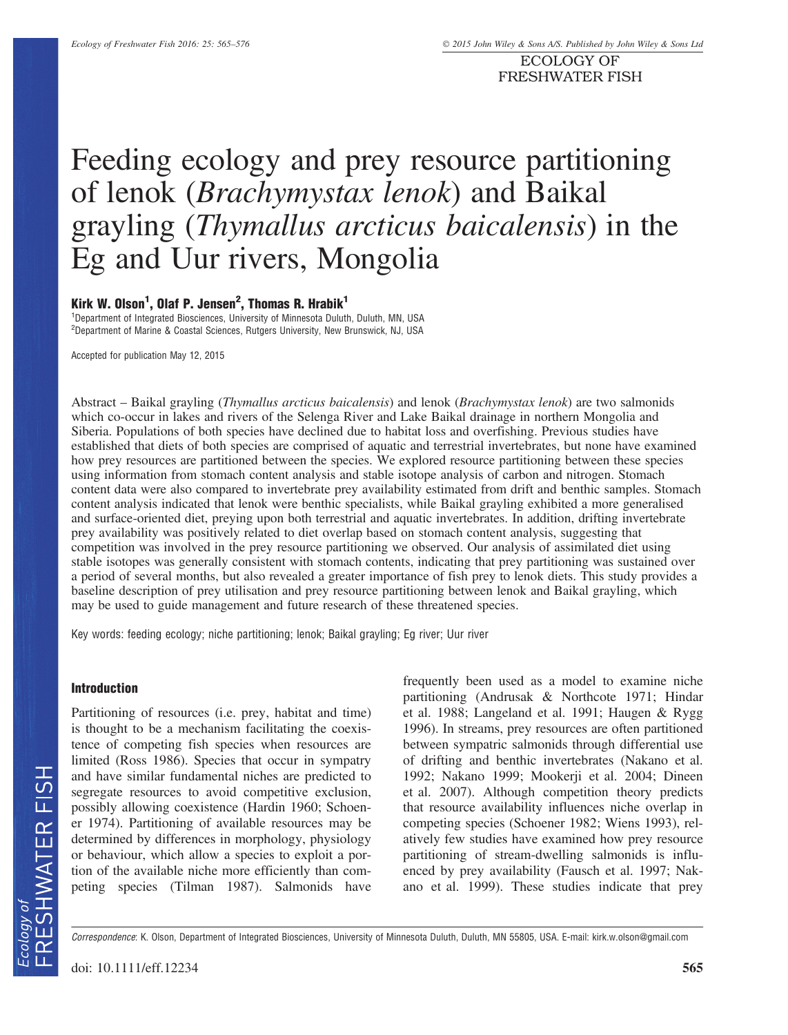# Feeding ecology and prey resource partitioning of lenok (*Brachymystax lenok*) and Baikal grayling (*Thymallus arcticus baicalensis*) in the Eg and Uur rivers, Mongolia

**Kirk W. Olson[1], Olaf P. Jensen[2], Thomas R. Hrabik[1]**

[1]Department of Integrated Biosciences, University of Minnesota Duluth, Duluth, MN, USA
[2]Department of Marine & Coastal Sciences, Rutgers University, New Brunswick, NJ, USA

Accepted for publication May 12, 2015

Abstract – Baikal grayling (*Thymallus arcticus baicalensis*) and lenok (*Brachymystax lenok*) are two salmonids which co-occur in lakes and rivers of the Selenga River and Lake Baikal drainage in northern Mongolia and Siberia. Populations of both species have declined due to habitat loss and overfishing. Previous studies have established that diets of both species are comprised of aquatic and terrestrial invertebrates, but none have examined how prey resources are partitioned between the species. We explored resource partitioning between these species using information from stomach content analysis and stable isotope analysis of carbon and nitrogen. Stomach content data were also compared to invertebrate prey availability estimated from drift and benthic samples. Stomach content analysis indicated that lenok were benthic specialists, while Baikal grayling exhibited a more generalised and surface-oriented diet, preying upon both terrestrial and aquatic invertebrates. In addition, drifting invertebrate prey availability was positively related to diet overlap based on stomach content analysis, suggesting that competition was involved in the prey resource partitioning we observed. Our analysis of assimilated diet using stable isotopes was generally consistent with stomach contents, indicating that prey partitioning was sustained over a period of several months, but also revealed a greater importance of fish prey to lenok diets. This study provides a baseline description of prey utilisation and prey resource partitioning between lenok and Baikal grayling, which may be used to guide management and future research of these threatened species.

Key words: feeding ecology; niche partitioning; lenok; Baikal grayling; Eg river; Uur river

## Introduction

Partitioning of resources (i.e. prey, habitat and time) is thought to be a mechanism facilitating the coexistence of competing fish species when resources are limited (Ross 1986). Species that occur in sympatry and have similar fundamental niches are predicted to segregate resources to avoid competitive exclusion, possibly allowing coexistence (Hardin 1960; Schoener 1974). Partitioning of available resources may be determined by differences in morphology, physiology or behaviour, which allow a species to exploit a portion of the available niche more efficiently than competing species (Tilman 1987). Salmonids have frequently been used as a model to examine niche partitioning (Andrusak & Northcote 1971; Hindar et al. 1988; Langeland et al. 1991; Haugen & Rygg 1996). In streams, prey resources are often partitioned between sympatric salmonids through differential use of drifting and benthic invertebrates (Nakano et al. 1992; Nakano 1999; Mookerji et al. 2004; Dineen et al. 2007). Although competition theory predicts that resource availability influences niche overlap in competing species (Schoener 1982; Wiens 1993), relatively few studies have examined how prey resource partitioning of stream-dwelling salmonids is influenced by prey availability (Fausch et al. 1997; Nakano et al. 1999). These studies indicate that prey

*Correspondence*: K. Olson, Department of Integrated Biosciences, University of Minnesota Duluth, Duluth, MN 55805, USA. E-mail: kirk.w.olson@gmail.com

doi: 10.1111/eff.12234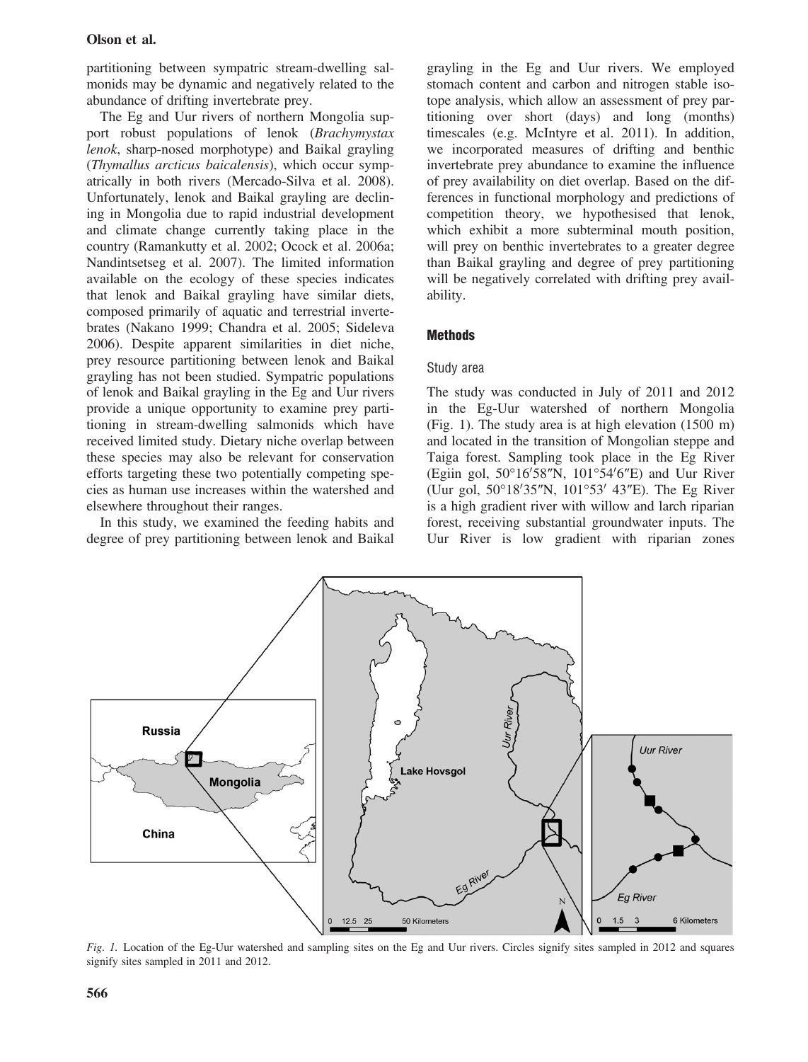partitioning between sympatric stream-dwelling salmonids may be dynamic and negatively related to the abundance of drifting invertebrate prey.

The Eg and Uur rivers of northern Mongolia support robust populations of lenok (*Brachymystax lenok*, sharp-nosed morphotype) and Baikal grayling (*Thymallus arcticus baicalensis*), which occur sympatrically in both rivers (Mercado-Silva et al. 2008). Unfortunately, lenok and Baikal grayling are declining in Mongolia due to rapid industrial development and climate change currently taking place in the country (Ramankutty et al. 2002; Ocock et al. 2006a; Nandintsetseg et al. 2007). The limited information available on the ecology of these species indicates that lenok and Baikal grayling have similar diets, composed primarily of aquatic and terrestrial invertebrates (Nakano 1999; Chandra et al. 2005; Sideleva 2006). Despite apparent similarities in diet niche, prey resource partitioning between lenok and Baikal grayling has not been studied. Sympatric populations of lenok and Baikal grayling in the Eg and Uur rivers provide a unique opportunity to examine prey partitioning in stream-dwelling salmonids which have received limited study. Dietary niche overlap between these species may also be relevant for conservation efforts targeting these two potentially competing species as human use increases within the watershed and elsewhere throughout their ranges.

In this study, we examined the feeding habits and degree of prey partitioning between lenok and Baikal grayling in the Eg and Uur rivers. We employed stomach content and carbon and nitrogen stable isotope analysis, which allow an assessment of prey partitioning over short (days) and long (months) timescales (e.g. McIntyre et al. 2011). In addition, we incorporated measures of drifting and benthic invertebrate prey abundance to examine the influence of prey availability on diet overlap. Based on the differences in functional morphology and predictions of competition theory, we hypothesised that lenok, which exhibit a more subterminal mouth position, will prey on benthic invertebrates to a greater degree than Baikal grayling and degree of prey partitioning will be negatively correlated with drifting prey availability.

## Methods

### Study area

The study was conducted in July of 2011 and 2012 in the Eg-Uur watershed of northern Mongolia (Fig. 1). The study area is at high elevation (1500 m) and located in the transition of Mongolian steppe and Taiga forest. Sampling took place in the Eg River (Egiin gol, 50°16′58″N, 101°54′6″E) and Uur River (Uur gol, 50°18′35″N, 101°53′ 43″E). The Eg River is a high gradient river with willow and larch riparian forest, receiving substantial groundwater inputs. The Uur River is low gradient with riparian zones

*Fig. 1.* Location of the Eg-Uur watershed and sampling sites on the Eg and Uur rivers. Circles signify sites sampled in 2012 and squares signify sites sampled in 2011 and 2012.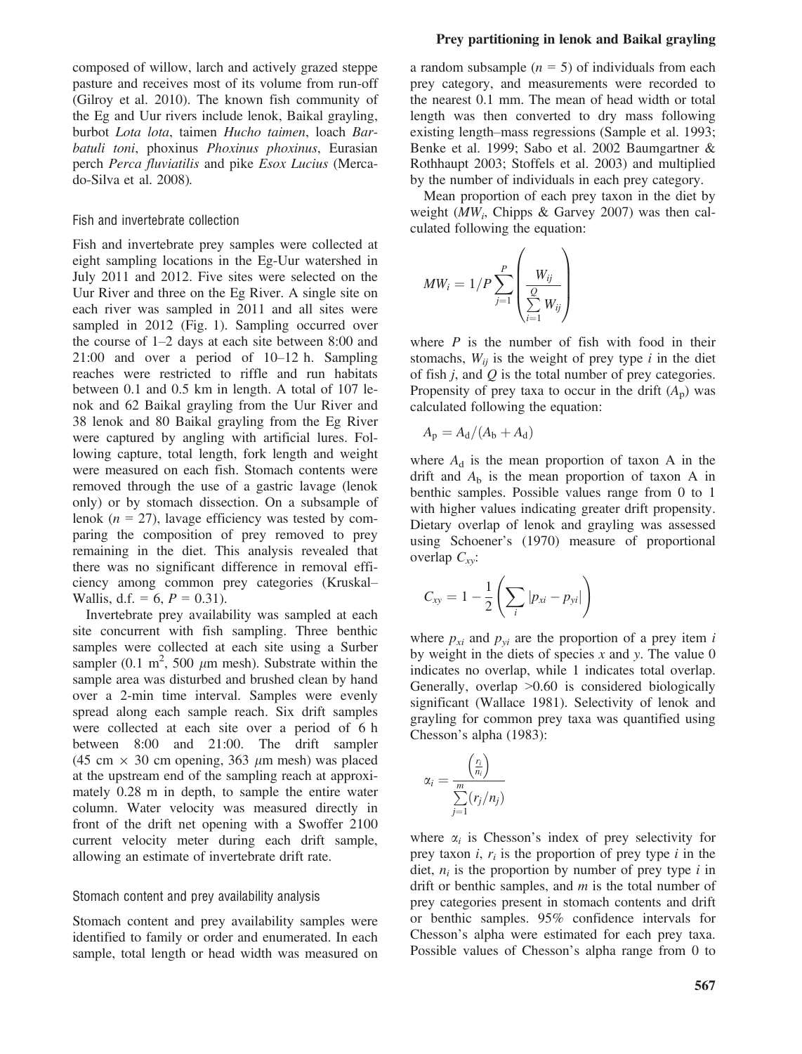composed of willow, larch and actively grazed steppe pasture and receives most of its volume from run-off (Gilroy et al. 2010). The known fish community of the Eg and Uur rivers include lenok, Baikal grayling, burbot *Lota lota*, taimen *Hucho taimen*, loach *Barbatuli toni*, phoxinus *Phoxinus phoxinus*, Eurasian perch *Perca fluviatilis* and pike *Esox Lucius* (Mercado-Silva et al. 2008).

### Fish and invertebrate collection

Fish and invertebrate prey samples were collected at eight sampling locations in the Eg-Uur watershed in July 2011 and 2012. Five sites were selected on the Uur River and three on the Eg River. A single site on each river was sampled in 2011 and all sites were sampled in 2012 (Fig. 1). Sampling occurred over the course of 1–2 days at each site between 8:00 and 21:00 and over a period of 10–12 h. Sampling reaches were restricted to riffle and run habitats between 0.1 and 0.5 km in length. A total of 107 lenok and 62 Baikal grayling from the Uur River and 38 lenok and 80 Baikal grayling from the Eg River were captured by angling with artificial lures. Following capture, total length, fork length and weight were measured on each fish. Stomach contents were removed through the use of a gastric lavage (lenok only) or by stomach dissection. On a subsample of lenok ($n = 27$), lavage efficiency was tested by comparing the composition of prey removed to prey remaining in the diet. This analysis revealed that there was no significant difference in removal efficiency among common prey categories (Kruskal–Wallis, d.f. = 6, $P = 0.31$).

Invertebrate prey availability was sampled at each site concurrent with fish sampling. Three benthic samples were collected at each site using a Surber sampler (0.1 $m^2$, 500 $\mu$m mesh). Substrate within the sample area was disturbed and brushed clean by hand over a 2-min time interval. Samples were evenly spread along each sample reach. Six drift samples were collected at each site over a period of 6 h between 8:00 and 21:00. The drift sampler (45 cm × 30 cm opening, 363 $\mu$m mesh) was placed at the upstream end of the sampling reach at approximately 0.28 m in depth, to sample the entire water column. Water velocity was measured directly in front of the drift net opening with a Swoffer 2100 current velocity meter during each drift sample, allowing an estimate of invertebrate drift rate.

### Stomach content and prey availability analysis

Stomach content and prey availability samples were identified to family or order and enumerated. In each sample, total length or head width was measured on a random subsample ($n = 5$) of individuals from each prey category, and measurements were recorded to the nearest 0.1 mm. The mean of head width or total length was then converted to dry mass following existing length–mass regressions (Sample et al. 1993; Benke et al. 1999; Sabo et al. 2002 Baumgartner & Rothhaupt 2003; Stoffels et al. 2003) and multiplied by the number of individuals in each prey category.

Mean proportion of each prey taxon in the diet by weight ($MW_i$, Chipps & Garvey 2007) was then calculated following the equation:

$$MW_i = 1/P \sum_{j=1}^{P} \left( \frac{W_{ij}}{\sum_{i=1}^{Q} W_{ij}} \right)$$

where $P$ is the number of fish with food in their stomachs, $W_{ij}$ is the weight of prey type $i$ in the diet of fish $j$, and $Q$ is the total number of prey categories. Propensity of prey taxa to occur in the drift ($A_p$) was calculated following the equation:

$$A_p = A_d/(A_b + A_d)$$

where $A_d$ is the mean proportion of taxon A in the drift and $A_b$ is the mean proportion of taxon A in benthic samples. Possible values range from 0 to 1 with higher values indicating greater drift propensity. Dietary overlap of lenok and grayling was assessed using Schoener's (1970) measure of proportional overlap $C_{xy}$:

$$C_{xy} = 1 - \frac{1}{2} \left( \sum_i |p_{xi} - p_{yi}| \right)$$

where $p_{xi}$ and $p_{yi}$ are the proportion of a prey item $i$ by weight in the diets of species $x$ and $y$. The value 0 indicates no overlap, while 1 indicates total overlap. Generally, overlap >0.60 is considered biologically significant (Wallace 1981). Selectivity of lenok and grayling for common prey taxa was quantified using Chesson's alpha (1983):

$$\alpha_i = \frac{\left(\frac{r_i}{n_i}\right)}{\sum_{j=1}^{m} (r_j/n_j)}$$

where $\alpha_i$ is Chesson's index of prey selectivity for prey taxon $i$, $r_i$ is the proportion of prey type $i$ in the diet, $n_i$ is the proportion by number of prey type $i$ in drift or benthic samples, and $m$ is the total number of prey categories present in stomach contents and drift or benthic samples. 95% confidence intervals for Chesson's alpha were estimated for each prey taxa. Possible values of Chesson's alpha range from 0 to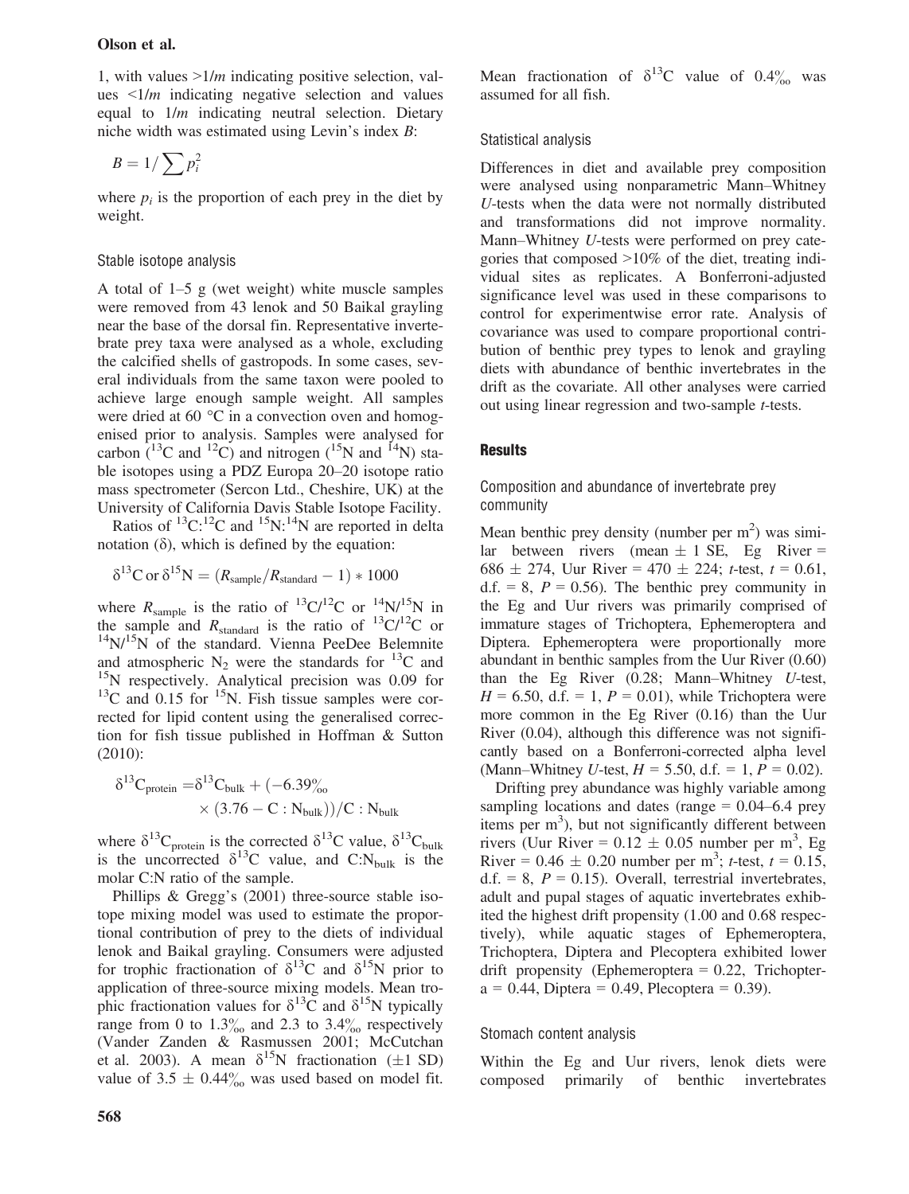1, with values >1/*m* indicating positive selection, values <1/*m* indicating negative selection and values equal to 1/*m* indicating neutral selection. Dietary niche width was estimated using Levin's index *B*:

$$B = 1/\sum p_i^2$$

where $p_i$ is the proportion of each prey in the diet by weight.

### Stable isotope analysis

A total of 1–5 g (wet weight) white muscle samples were removed from 43 lenok and 50 Baikal grayling near the base of the dorsal fin. Representative invertebrate prey taxa were analysed as a whole, excluding the calcified shells of gastropods. In some cases, several individuals from the same taxon were pooled to achieve large enough sample weight. All samples were dried at 60 °C in a convection oven and homogenised prior to analysis. Samples were analysed for carbon ($^{13}C$ and $^{12}C$) and nitrogen ($^{15}N$ and $^{14}N$) stable isotopes using a PDZ Europa 20–20 isotope ratio mass spectrometer (Sercon Ltd., Cheshire, UK) at the University of California Davis Stable Isotope Facility.

Ratios of $^{13}C$:$^{12}C$ and $^{15}N$:$^{14}N$ are reported in delta notation (δ), which is defined by the equation:

$$\delta^{13}C \text{ or } \delta^{15}N = (R_{sample}/R_{standard} - 1) * 1000$$

where $R_{sample}$ is the ratio of $^{13}C/^{12}C$ or $^{14}N/^{15}N$ in the sample and $R_{standard}$ is the ratio of $^{13}C/^{12}C$ or $^{14}N/^{15}N$ of the standard. Vienna PeeDee Belemnite and atmospheric $N_2$ were the standards for $^{13}C$ and $^{15}N$ respectively. Analytical precision was 0.09 for $^{13}C$ and 0.15 for $^{15}N$. Fish tissue samples were corrected for lipid content using the generalised correction for fish tissue published in Hoffman & Sutton (2010):

$$\delta^{13}C_{protein} = \delta^{13}C_{bulk} + (-6.39‰ \times (3.76 - C:N_{bulk}))/C:N_{bulk}$$

where $\delta^{13}C_{protein}$ is the corrected $\delta^{13}C$ value, $\delta^{13}C_{bulk}$ is the uncorrected $\delta^{13}C$ value, and $C:N_{bulk}$ is the molar C:N ratio of the sample.

Phillips & Gregg's (2001) three-source stable isotope mixing model was used to estimate the proportional contribution of prey to the diets of individual lenok and Baikal grayling. Consumers were adjusted for trophic fractionation of $\delta^{13}C$ and $\delta^{15}N$ prior to application of three-source mixing models. Mean trophic fractionation values for $\delta^{13}C$ and $\delta^{15}N$ typically range from 0 to 1.3‰ and 2.3 to 3.4‰ respectively (Vander Zanden & Rasmussen 2001; McCutchan et al. 2003). A mean $\delta^{15}N$ fractionation (±1 SD) value of 3.5 ± 0.44‰ was used based on model fit. Mean fractionation of $\delta^{13}C$ value of 0.4‰ was assumed for all fish.

### Statistical analysis

Differences in diet and available prey composition were analysed using nonparametric Mann–Whitney *U*-tests when the data were not normally distributed and transformations did not improve normality. Mann–Whitney *U*-tests were performed on prey categories that composed >10% of the diet, treating individual sites as replicates. A Bonferroni-adjusted significance level was used in these comparisons to control for experimentwise error rate. Analysis of covariance was used to compare proportional contribution of benthic prey types to lenok and grayling diets with abundance of benthic invertebrates in the drift as the covariate. All other analyses were carried out using linear regression and two-sample *t*-tests.

## Results

### Composition and abundance of invertebrate prey community

Mean benthic prey density (number per $m^2$) was similar between rivers (mean ± 1 SE, Eg River = 686 ± 274, Uur River = 470 ± 224; *t*-test, $t = 0.61$, d.f. = 8, $P = 0.56$). The benthic prey community in the Eg and Uur rivers was primarily comprised of immature stages of Trichoptera, Ephemeroptera and Diptera. Ephemeroptera were proportionally more abundant in benthic samples from the Uur River (0.60) than the Eg River (0.28; Mann–Whitney *U*-test, $H = 6.50$, d.f. = 1, $P = 0.01$), while Trichoptera were more common in the Eg River (0.16) than the Uur River (0.04), although this difference was not significantly based on a Bonferroni-corrected alpha level (Mann–Whitney *U*-test, $H = 5.50$, d.f. = 1, $P = 0.02$).

Drifting prey abundance was highly variable among sampling locations and dates (range = 0.04–6.4 prey items per $m^3$), but not significantly different between rivers (Uur River = 0.12 ± 0.05 number per $m^3$, Eg River = 0.46 ± 0.20 number per $m^3$; *t*-test, $t = 0.15$, d.f. = 8, $P = 0.15$). Overall, terrestrial invertebrates, adult and pupal stages of aquatic invertebrates exhibited the highest drift propensity (1.00 and 0.68 respectively), while aquatic stages of Ephemeroptera, Trichoptera, Diptera and Plecoptera exhibited lower drift propensity (Ephemeroptera = 0.22, Trichoptera = 0.44, Diptera = 0.49, Plecoptera = 0.39).

### Stomach content analysis

Within the Eg and Uur rivers, lenok diets were composed primarily of benthic invertebrates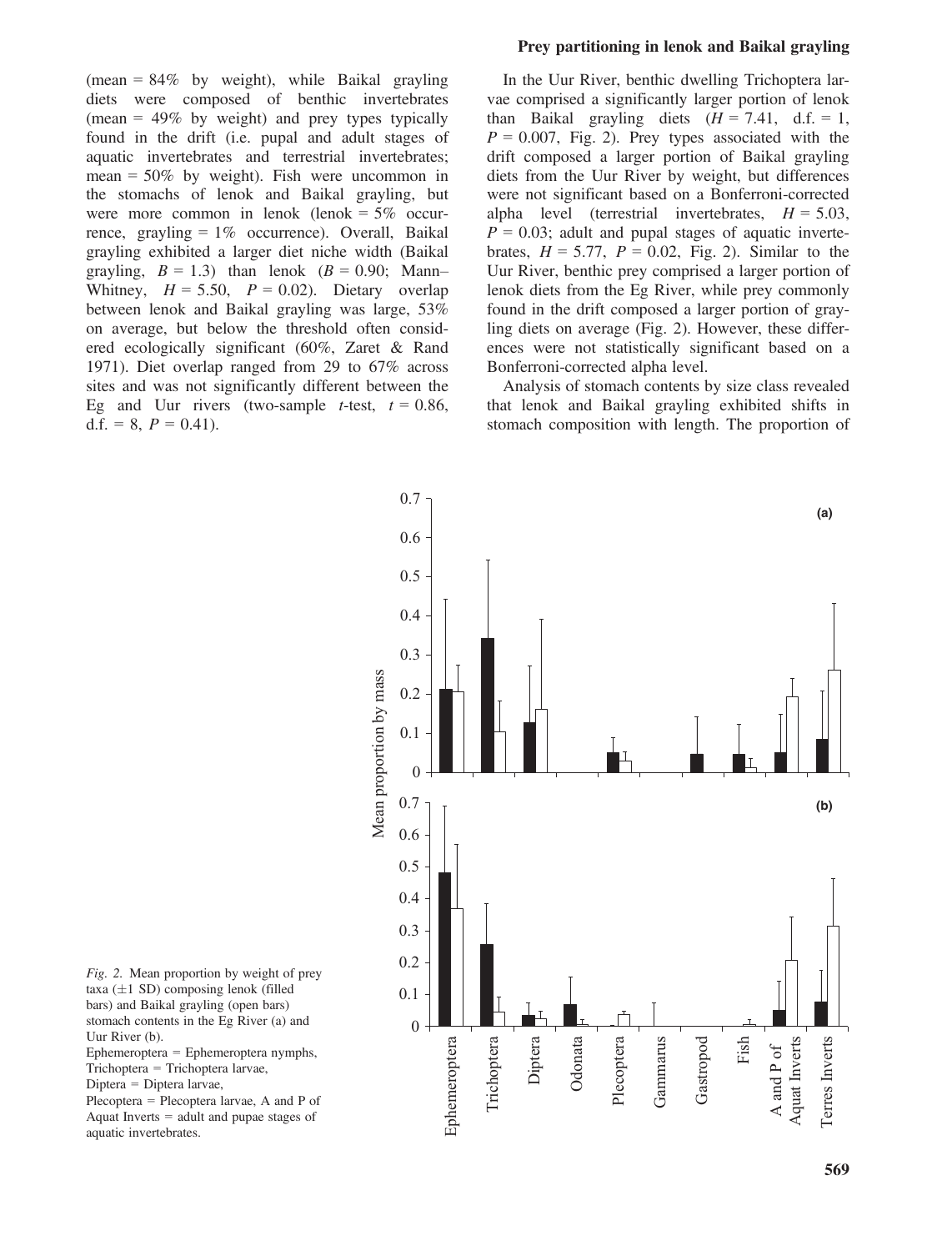(mean = 84% by weight), while Baikal grayling diets were composed of benthic invertebrates (mean = 49% by weight) and prey types typically found in the drift (i.e. pupal and adult stages of aquatic invertebrates and terrestrial invertebrates; mean = 50% by weight). Fish were uncommon in the stomachs of lenok and Baikal grayling, but were more common in lenok (lenok = 5% occurrence, grayling = 1% occurrence). Overall, Baikal grayling exhibited a larger diet niche width (Baikal grayling, $B = 1.3$) than lenok ($B = 0.90$; Mann–Whitney, $H = 5.50$, $P = 0.02$). Dietary overlap between lenok and Baikal grayling was large, 53% on average, but below the threshold often considered ecologically significant (60%, Zaret & Rand 1971). Diet overlap ranged from 29 to 67% across sites and was not significantly different between the Eg and Uur rivers (two-sample *t*-test, $t = 0.86$, d.f. = 8, $P = 0.41$).

In the Uur River, benthic dwelling Trichoptera larvae comprised a significantly larger portion of lenok than Baikal grayling diets ($H = 7.41$, d.f. = 1, $P = 0.007$, Fig. 2). Prey types associated with the drift composed a larger portion of Baikal grayling diets from the Uur River by weight, but differences were not significant based on a Bonferroni-corrected alpha level (terrestrial invertebrates, $H = 5.03$, $P = 0.03$; adult and pupal stages of aquatic invertebrates, $H = 5.77$, $P = 0.02$, Fig. 2). Similar to the Uur River, benthic prey comprised a larger portion of lenok diets from the Eg River, while prey commonly found in the drift composed a larger portion of grayling diets on average (Fig. 2). However, these differences were not statistically significant based on a Bonferroni-corrected alpha level.

Analysis of stomach contents by size class revealed that lenok and Baikal grayling exhibited shifts in stomach composition with length. The proportion of

*Fig. 2.* Mean proportion by weight of prey taxa (±1 SD) composing lenok (filled bars) and Baikal grayling (open bars) stomach contents in the Eg River (a) and Uur River (b).
Ephemeroptera = Ephemeroptera nymphs, Trichoptera = Trichoptera larvae, Diptera = Diptera larvae, Plecoptera = Plecoptera larvae, A and P of Aquat Inverts = adult and pupae stages of aquatic invertebrates.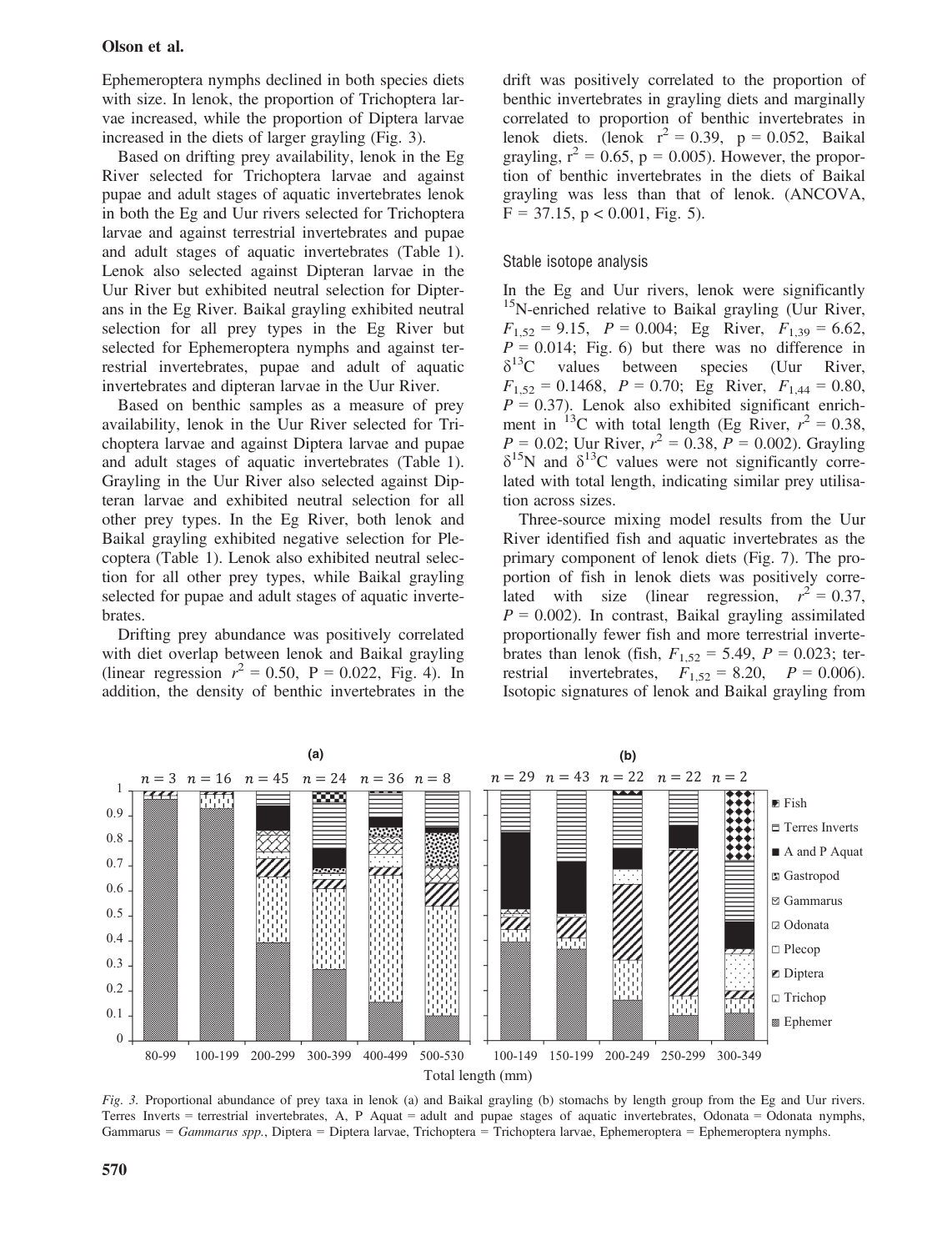Ephemeroptera nymphs declined in both species diets with size. In lenok, the proportion of Trichoptera larvae increased, while the proportion of Diptera larvae increased in the diets of larger grayling (Fig. 3).

Based on drifting prey availability, lenok in the Eg River selected for Trichoptera larvae and against pupae and adult stages of aquatic invertebrates lenok in both the Eg and Uur rivers selected for Trichoptera larvae and against terrestrial invertebrates and pupae and adult stages of aquatic invertebrates (Table 1). Lenok also selected against Dipteran larvae in the Uur River but exhibited neutral selection for Dipterans in the Eg River. Baikal grayling exhibited neutral selection for all prey types in the Eg River but selected for Ephemeroptera nymphs and against terrestrial invertebrates, pupae and adult of aquatic invertebrates and dipteran larvae in the Uur River.

Based on benthic samples as a measure of prey availability, lenok in the Uur River selected for Trichoptera larvae and against Diptera larvae and pupae and adult stages of aquatic invertebrates (Table 1). Grayling in the Uur River also selected against Dipteran larvae and exhibited neutral selection for all other prey types. In the Eg River, both lenok and Baikal grayling exhibited negative selection for Plecoptera (Table 1). Lenok also exhibited neutral selection for all other prey types, while Baikal grayling selected for pupae and adult stages of aquatic invertebrates.

Drifting prey abundance was positively correlated with diet overlap between lenok and Baikal grayling (linear regression $r^2 = 0.50$, P = 0.022, Fig. 4). In addition, the density of benthic invertebrates in the drift was positively correlated to the proportion of benthic invertebrates in grayling diets and marginally correlated to proportion of benthic invertebrates in lenok diets. (lenok $r^2 = 0.39$, p = 0.052, Baikal grayling, $r^2 = 0.65$, p = 0.005). However, the proportion of benthic invertebrates in the diets of Baikal grayling was less than that of lenok. (ANCOVA, F = 37.15, p < 0.001, Fig. 5).

### Stable isotope analysis

In the Eg and Uur rivers, lenok were significantly $^{15}$N-enriched relative to Baikal grayling (Uur River, $F_{1,52} = 9.15$, $P = 0.004$; Eg River, $F_{1,39} = 6.62$, $P = 0.014$; Fig. 6) but there was no difference in $\delta^{13}$C values between species (Uur River, $F_{1,52} = 0.1468$, $P = 0.70$; Eg River, $F_{1,44} = 0.80$, $P = 0.37$). Lenok also exhibited significant enrichment in $^{13}$C with total length (Eg River, $r^2 = 0.38$, $P = 0.02$; Uur River, $r^2 = 0.38$, $P = 0.002$). Grayling $\delta^{15}$N and $\delta^{13}$C values were not significantly correlated with total length, indicating similar prey utilisation across sizes.

Three-source mixing model results from the Uur River identified fish and aquatic invertebrates as the primary component of lenok diets (Fig. 7). The proportion of fish in lenok diets was positively correlated with size (linear regression, $r^2 = 0.37$, $P = 0.002$). In contrast, Baikal grayling assimilated proportionally fewer fish and more terrestrial invertebrates than lenok (fish, $F_{1,52} = 5.49$, $P = 0.023$; terrestrial invertebrates, $F_{1,52} = 8.20$, $P = 0.006$). Isotopic signatures of lenok and Baikal grayling from

*Fig. 3.* Proportional abundance of prey taxa in lenok (a) and Baikal grayling (b) stomachs by length group from the Eg and Uur rivers. Terres Inverts = terrestrial invertebrates, A, P Aquat = adult and pupae stages of aquatic invertebrates, Odonata = Odonata nymphs, Gammarus = *Gammarus spp.*, Diptera = Diptera larvae, Trichoptera = Trichoptera larvae, Ephemeroptera = Ephemeroptera nymphs.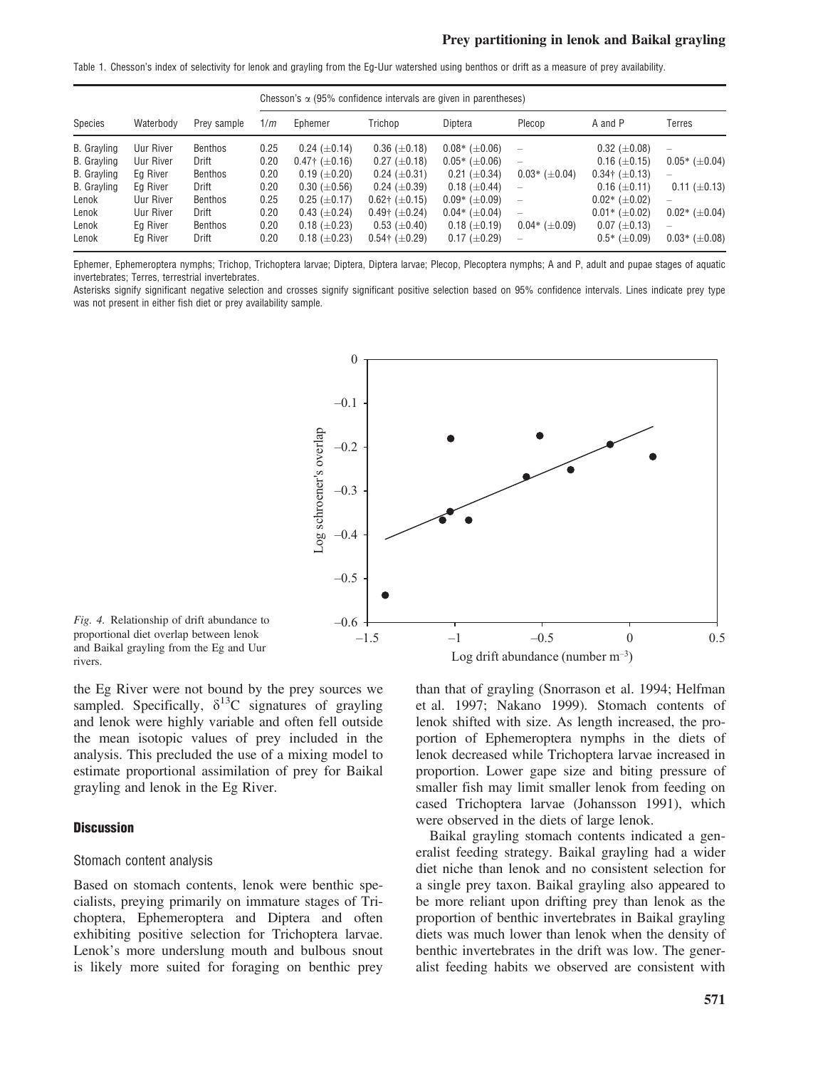Table 1. Chesson's index of selectivity for lenok and grayling from the Eg-Uur watershed using benthos or drift as a measure of prey availability.

| Species | Waterbody | Prey sample | Chesson's α (95% confidence intervals are given in parentheses) | | | | | | |
|---|---|---|---|---|---|---|---|---|---|
| | | | 1/$m$ | Ephemer | Trichop | Diptera | Plecop | A and P | Terres |
| B. Grayling | Uur River | Benthos | 0.25 | 0.24 (±0.14) | 0.36 (±0.18) | 0.08* (±0.06) | – | 0.32 (±0.08) | – |
| B. Grayling | Uur River | Drift | 0.20 | 0.47† (±0.16) | 0.27 (±0.18) | 0.05* (±0.06) | – | 0.16 (±0.15) | 0.05* (±0.04) |
| B. Grayling | Eg River | Benthos | 0.20 | 0.19 (±0.20) | 0.24 (±0.31) | 0.21 (±0.34) | 0.03* (±0.04) | 0.34† (±0.13) | – |
| B. Grayling | Eg River | Drift | 0.20 | 0.30 (±0.56) | 0.24 (±0.39) | 0.18 (±0.44) | – | 0.16 (±0.11) | 0.11 (±0.13) |
| Lenok | Uur River | Benthos | 0.25 | 0.25 (±0.17) | 0.62† (±0.15) | 0.09* (±0.09) | – | 0.02* (±0.02) | – |
| Lenok | Uur River | Drift | 0.20 | 0.43 (±0.24) | 0.49† (±0.24) | 0.04* (±0.04) | – | 0.01* (±0.02) | 0.02* (±0.04) |
| Lenok | Eg River | Benthos | 0.20 | 0.18 (±0.23) | 0.53 (±0.40) | 0.18 (±0.19) | 0.04* (±0.09) | 0.07 (±0.13) | – |
| Lenok | Eg River | Drift | 0.20 | 0.18 (±0.23) | 0.54† (±0.29) | 0.17 (±0.29) | – | 0.5* (±0.09) | 0.03* (±0.08) |

Ephemer, Ephemeroptera nymphs; Trichop, Trichoptera larvae; Diptera, Diptera larvae; Plecop, Plecoptera nymphs; A and P, adult and pupae stages of aquatic invertebrates; Terres, terrestrial invertebrates.

Asterisks signify significant negative selection and crosses signify significant positive selection based on 95% confidence intervals. Lines indicate prey type was not present in either fish diet or prey availability sample.

*Fig. 4.* Relationship of drift abundance to proportional diet overlap between lenok and Baikal grayling from the Eg and Uur rivers.

the Eg River were not bound by the prey sources we sampled. Specifically, $\delta^{13}C$ signatures of grayling and lenok were highly variable and often fell outside the mean isotopic values of prey included in the analysis. This precluded the use of a mixing model to estimate proportional assimilation of prey for Baikal grayling and lenok in the Eg River.

## Discussion

### Stomach content analysis

Based on stomach contents, lenok were benthic specialists, preying primarily on immature stages of Trichoptera, Ephemeroptera and Diptera and often exhibiting positive selection for Trichoptera larvae. Lenok's more underslung mouth and bulbous snout is likely more suited for foraging on benthic prey than that of grayling (Snorrason et al. 1994; Helfman et al. 1997; Nakano 1999). Stomach contents of lenok shifted with size. As length increased, the proportion of Ephemeroptera nymphs in the diets of lenok decreased while Trichoptera larvae increased in proportion. Lower gape size and biting pressure of smaller fish may limit smaller lenok from feeding on cased Trichoptera larvae (Johansson 1991), which were observed in the diets of large lenok.

Baikal grayling stomach contents indicated a generalist feeding strategy. Baikal grayling had a wider diet niche than lenok and no consistent selection for a single prey taxon. Baikal grayling also appeared to be more reliant upon drifting prey than lenok as the proportion of benthic invertebrates in Baikal grayling diets was much lower than lenok when the density of benthic invertebrates in the drift was low. The generalist feeding habits we observed are consistent with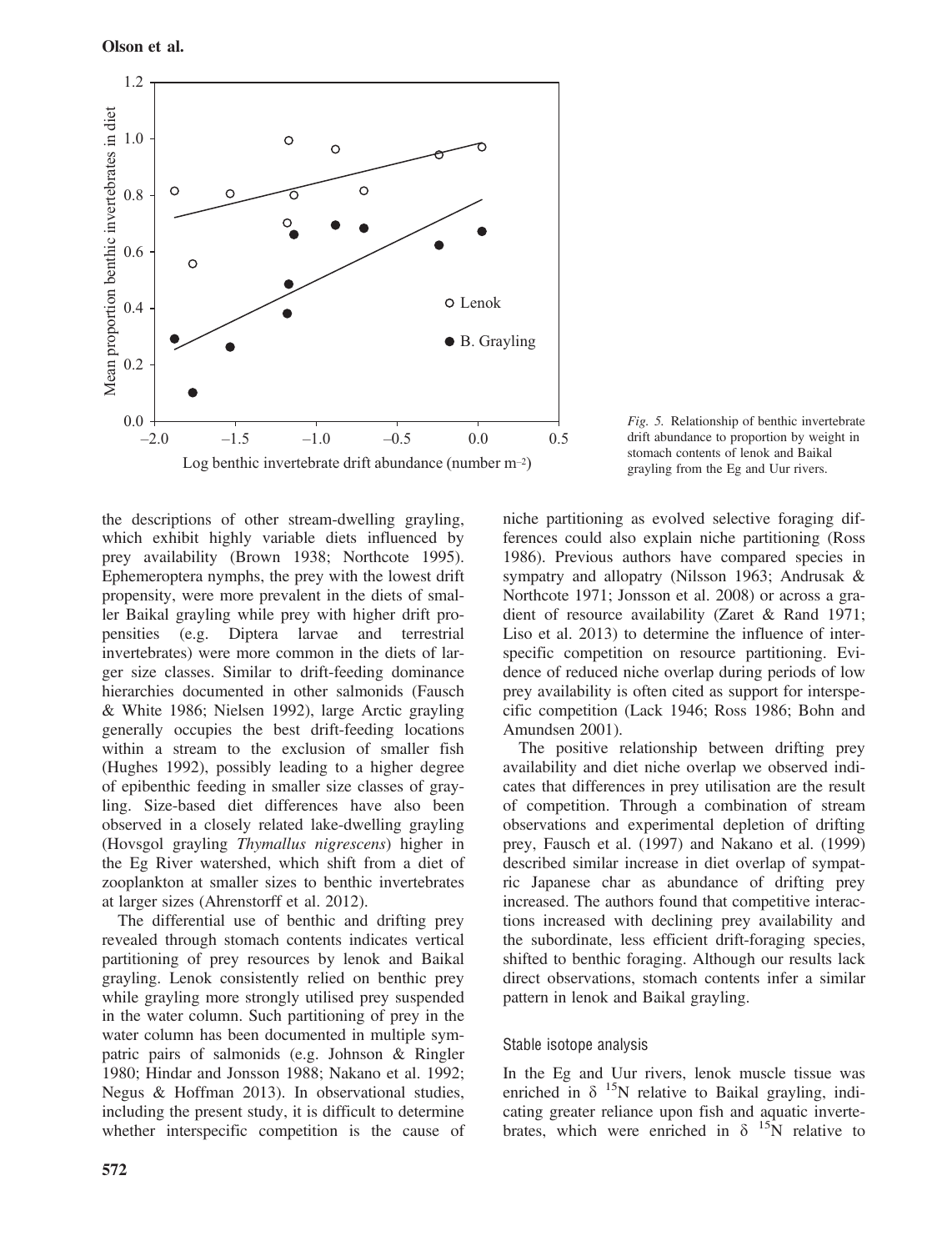Fig. 5. Relationship of benthic invertebrate drift abundance to proportion by weight in stomach contents of lenok and Baikal grayling from the Eg and Uur rivers.

the descriptions of other stream-dwelling grayling, which exhibit highly variable diets influenced by prey availability (Brown 1938; Northcote 1995). Ephemeroptera nymphs, the prey with the lowest drift propensity, were more prevalent in the diets of smaller Baikal grayling while prey with higher drift propensities (e.g. Diptera larvae and terrestrial invertebrates) were more common in the diets of larger size classes. Similar to drift-feeding dominance hierarchies documented in other salmonids (Fausch & White 1986; Nielsen 1992), large Arctic grayling generally occupies the best drift-feeding locations within a stream to the exclusion of smaller fish (Hughes 1992), possibly leading to a higher degree of epibenthic feeding in smaller size classes of grayling. Size-based diet differences have also been observed in a closely related lake-dwelling grayling (Hovsgol grayling *Thymallus nigrescens*) higher in the Eg River watershed, which shift from a diet of zooplankton at smaller sizes to benthic invertebrates at larger sizes (Ahrenstorff et al. 2012).

The differential use of benthic and drifting prey revealed through stomach contents indicates vertical partitioning of prey resources by lenok and Baikal grayling. Lenok consistently relied on benthic prey while grayling more strongly utilised prey suspended in the water column. Such partitioning of prey in the water column has been documented in multiple sympatric pairs of salmonids (e.g. Johnson & Ringler 1980; Hindar and Jonsson 1988; Nakano et al. 1992; Negus & Hoffman 2013). In observational studies, including the present study, it is difficult to determine whether interspecific competition is the cause of niche partitioning as evolved selective foraging differences could also explain niche partitioning (Ross 1986). Previous authors have compared species in sympatry and allopatry (Nilsson 1963; Andrusak & Northcote 1971; Jonsson et al. 2008) or across a gradient of resource availability (Zaret & Rand 1971; Liso et al. 2013) to determine the influence of interspecific competition on resource partitioning. Evidence of reduced niche overlap during periods of low prey availability is often cited as support for interspecific competition (Lack 1946; Ross 1986; Bohn and Amundsen 2001).

The positive relationship between drifting prey availability and diet niche overlap we observed indicates that differences in prey utilisation are the result of competition. Through a combination of stream observations and experimental depletion of drifting prey, Fausch et al. (1997) and Nakano et al. (1999) described similar increase in diet overlap of sympatric Japanese char as abundance of drifting prey increased. The authors found that competitive interactions increased with declining prey availability and the subordinate, less efficient drift-foraging species, shifted to benthic foraging. Although our results lack direct observations, stomach contents infer a similar pattern in lenok and Baikal grayling.

### Stable isotope analysis

In the Eg and Uur rivers, lenok muscle tissue was enriched in $\delta$ $^{15}N$ relative to Baikal grayling, indicating greater reliance upon fish and aquatic invertebrates, which were enriched in $\delta$ $^{15}N$ relative to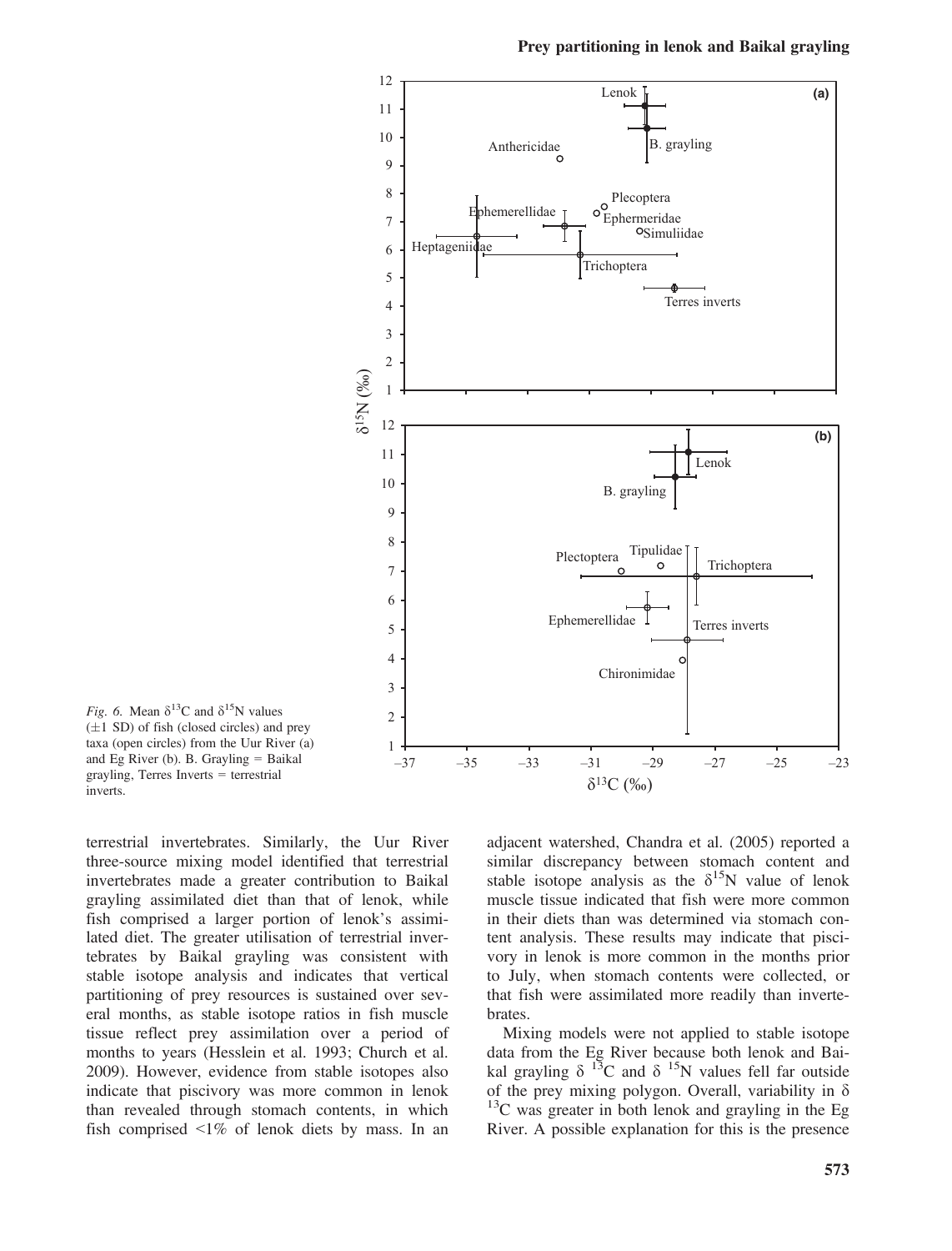*Fig. 6.* Mean $\delta^{13}C$ and $\delta^{15}N$ values ($\pm 1$ SD) of fish (closed circles) and prey taxa (open circles) from the Uur River (a) and Eg River (b). B. Grayling = Baikal grayling, Terres Inverts = terrestrial inverts.

terrestrial invertebrates. Similarly, the Uur River three-source mixing model identified that terrestrial invertebrates made a greater contribution to Baikal grayling assimilated diet than that of lenok, while fish comprised a larger portion of lenok's assimilated diet. The greater utilisation of terrestrial invertebrates by Baikal grayling was consistent with stable isotope analysis and indicates that vertical partitioning of prey resources is sustained over several months, as stable isotope ratios in fish muscle tissue reflect prey assimilation over a period of months to years (Hesslein et al. 1993; Church et al. 2009). However, evidence from stable isotopes also indicate that piscivory was more common in lenok than revealed through stomach contents, in which fish comprised <1% of lenok diets by mass. In an adjacent watershed, Chandra et al. (2005) reported a similar discrepancy between stomach content and stable isotope analysis as the $\delta^{15}N$ value of lenok muscle tissue indicated that fish were more common in their diets than was determined via stomach content analysis. These results may indicate that piscivory in lenok is more common in the months prior to July, when stomach contents were collected, or that fish were assimilated more readily than invertebrates.

Mixing models were not applied to stable isotope data from the Eg River because both lenok and Baikal grayling $\delta^{13}C$ and $\delta^{15}N$ values fell far outside of the prey mixing polygon. Overall, variability in $\delta^{13}C$ was greater in both lenok and grayling in the Eg River. A possible explanation for this is the presence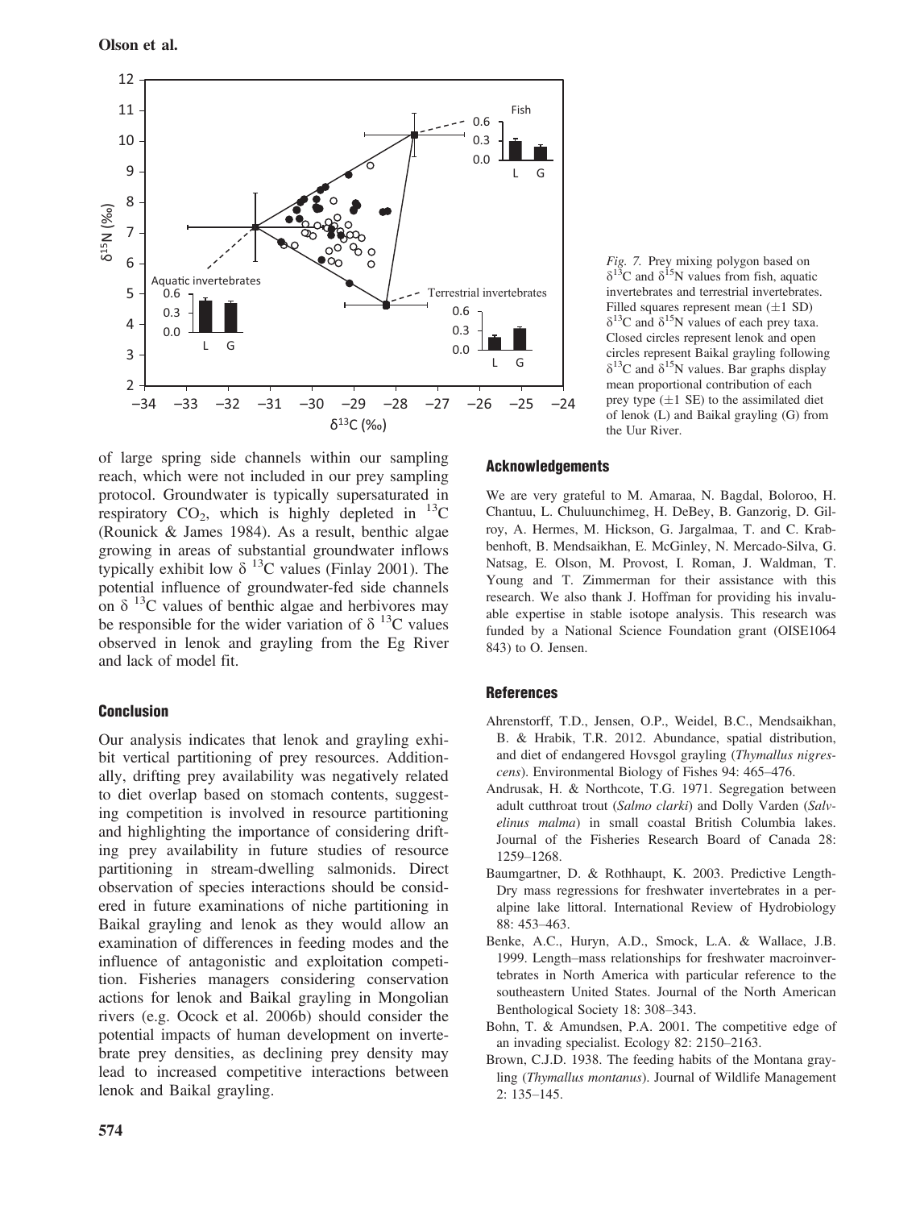*Fig. 7.* Prey mixing polygon based on $\delta^{13}C$ and $\delta^{15}N$ values from fish, aquatic invertebrates and terrestrial invertebrates. Filled squares represent mean ($\pm$1 SD) $\delta^{13}C$ and $\delta^{15}N$ values of each prey taxa. Closed circles represent lenok and open circles represent Baikal grayling following $\delta^{13}C$ and $\delta^{15}N$ values. Bar graphs display mean proportional contribution of each prey type ($\pm$1 SE) to the assimilated diet of lenok (L) and Baikal grayling (G) from the Uur River.

of large spring side channels within our sampling reach, which were not included in our prey sampling protocol. Groundwater is typically supersaturated in respiratory $CO_2$, which is highly depleted in $^{13}C$ (Rounick & James 1984). As a result, benthic algae growing in areas of substantial groundwater inflows typically exhibit low $\delta\ ^{13}C$ values (Finlay 2001). The potential influence of groundwater-fed side channels on $\delta\ ^{13}C$ values of benthic algae and herbivores may be responsible for the wider variation of $\delta\ ^{13}C$ values observed in lenok and grayling from the Eg River and lack of model fit.

## Conclusion

Our analysis indicates that lenok and grayling exhibit vertical partitioning of prey resources. Additionally, drifting prey availability was negatively related to diet overlap based on stomach contents, suggesting competition is involved in resource partitioning and highlighting the importance of considering drifting prey availability in future studies of resource partitioning in stream-dwelling salmonids. Direct observation of species interactions should be considered in future examinations of niche partitioning in Baikal grayling and lenok as they would allow an examination of differences in feeding modes and the influence of antagonistic and exploitation competition. Fisheries managers considering conservation actions for lenok and Baikal grayling in Mongolian rivers (e.g. Ocock et al. 2006b) should consider the potential impacts of human development on invertebrate prey densities, as declining prey density may lead to increased competitive interactions between lenok and Baikal grayling.

## Acknowledgements

We are very grateful to M. Amaraa, N. Bagdal, Boloroo, H. Chantuu, L. Chuluunchimeg, H. DeBey, B. Ganzorig, D. Gilroy, A. Hermes, M. Hickson, G. Jargalmaa, T. and C. Krabbenhoft, B. Mendsaikhan, E. McGinley, N. Mercado-Silva, G. Natsag, E. Olson, M. Provost, I. Roman, J. Waldman, T. Young and T. Zimmerman for their assistance with this research. We also thank J. Hoffman for providing his invaluable expertise in stable isotope analysis. This research was funded by a National Science Foundation grant (OISE1064 843) to O. Jensen.

## References

Ahrenstorff, T.D., Jensen, O.P., Weidel, B.C., Mendsaikhan, B. & Hrabik, T.R. 2012. Abundance, spatial distribution, and diet of endangered Hovsgol grayling (*Thymallus nigrescens*). Environmental Biology of Fishes 94: 465–476.

Andrusak, H. & Northcote, T.G. 1971. Segregation between adult cutthroat trout (*Salmo clarki*) and Dolly Varden (*Salvelinus malma*) in small coastal British Columbia lakes. Journal of the Fisheries Research Board of Canada 28: 1259–1268.

Baumgartner, D. & Rothhaupt, K. 2003. Predictive Length-Dry mass regressions for freshwater invertebrates in a peralpine lake littoral. International Review of Hydrobiology 88: 453–463.

Benke, A.C., Huryn, A.D., Smock, L.A. & Wallace, J.B. 1999. Length–mass relationships for freshwater macroinvertebrates in North America with particular reference to the southeastern United States. Journal of the North American Benthological Society 18: 308–343.

Bohn, T. & Amundsen, P.A. 2001. The competitive edge of an invading specialist. Ecology 82: 2150–2163.

Brown, C.J.D. 1938. The feeding habits of the Montana grayling (*Thymallus montanus*). Journal of Wildlife Management 2: 135–145.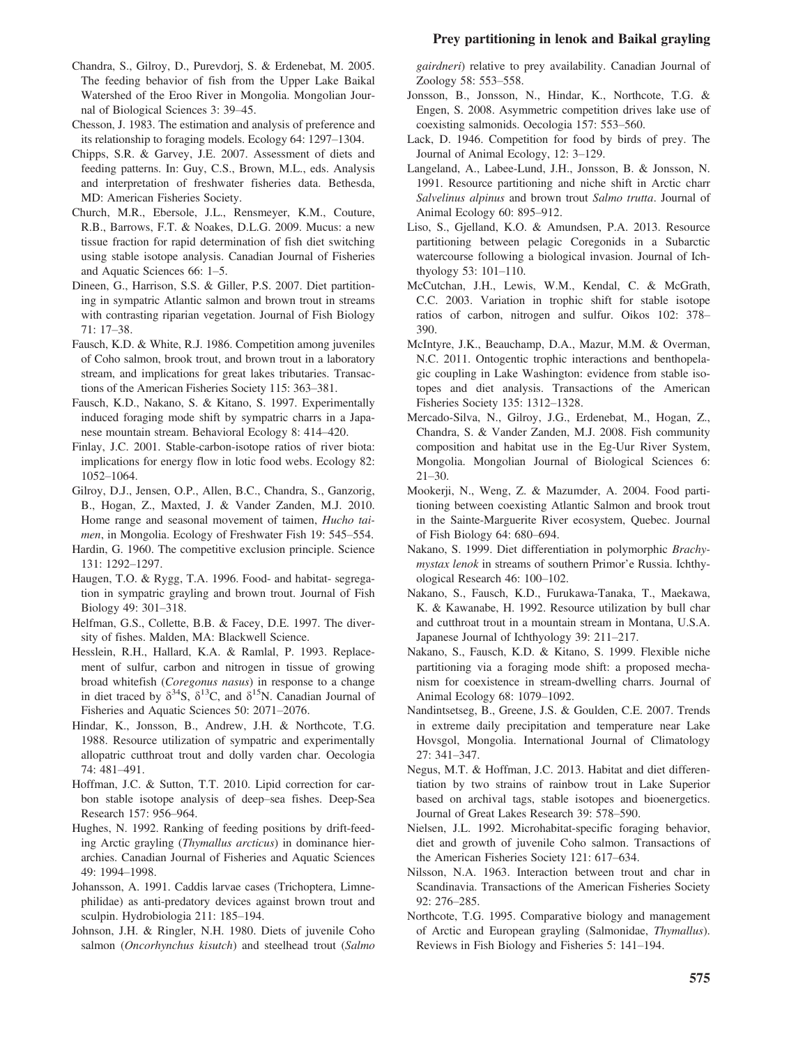Chandra, S., Gilroy, D., Purevdorj, S. & Erdenebat, M. 2005. The feeding behavior of fish from the Upper Lake Baikal Watershed of the Eroo River in Mongolia. Mongolian Journal of Biological Sciences 3: 39–45.

Chesson, J. 1983. The estimation and analysis of preference and its relationship to foraging models. Ecology 64: 1297–1304.

Chipps, S.R. & Garvey, J.E. 2007. Assessment of diets and feeding patterns. In: Guy, C.S., Brown, M.L., eds. Analysis and interpretation of freshwater fisheries data. Bethesda, MD: American Fisheries Society.

Church, M.R., Ebersole, J.L., Rensmeyer, K.M., Couture, R.B., Barrows, F.T. & Noakes, D.L.G. 2009. Mucus: a new tissue fraction for rapid determination of fish diet switching using stable isotope analysis. Canadian Journal of Fisheries and Aquatic Sciences 66: 1–5.

Dineen, G., Harrison, S.S. & Giller, P.S. 2007. Diet partitioning in sympatric Atlantic salmon and brown trout in streams with contrasting riparian vegetation. Journal of Fish Biology 71: 17–38.

Fausch, K.D. & White, R.J. 1986. Competition among juveniles of Coho salmon, brook trout, and brown trout in a laboratory stream, and implications for great lakes tributaries. Transactions of the American Fisheries Society 115: 363–381.

Fausch, K.D., Nakano, S. & Kitano, S. 1997. Experimentally induced foraging mode shift by sympatric charrs in a Japanese mountain stream. Behavioral Ecology 8: 414–420.

Finlay, J.C. 2001. Stable-carbon-isotope ratios of river biota: implications for energy flow in lotic food webs. Ecology 82: 1052–1064.

Gilroy, D.J., Jensen, O.P., Allen, B.C., Chandra, S., Ganzorig, B., Hogan, Z., Maxted, J. & Vander Zanden, M.J. 2010. Home range and seasonal movement of taimen, *Hucho taimen*, in Mongolia. Ecology of Freshwater Fish 19: 545–554.

Hardin, G. 1960. The competitive exclusion principle. Science 131: 1292–1297.

Haugen, T.O. & Rygg, T.A. 1996. Food- and habitat- segregation in sympatric grayling and brown trout. Journal of Fish Biology 49: 301–318.

Helfman, G.S., Collette, B.B. & Facey, D.E. 1997. The diversity of fishes. Malden, MA: Blackwell Science.

Hesslein, R.H., Hallard, K.A. & Ramlal, P. 1993. Replacement of sulfur, carbon and nitrogen in tissue of growing broad whitefish (*Coregonus nasus*) in response to a change in diet traced by $\delta^{34}$S, $\delta^{13}$C, and $\delta^{15}$N. Canadian Journal of Fisheries and Aquatic Sciences 50: 2071–2076.

Hindar, K., Jonsson, B., Andrew, J.H. & Northcote, T.G. 1988. Resource utilization of sympatric and experimentally allopatric cutthroat trout and dolly varden char. Oecologia 74: 481–491.

Hoffman, J.C. & Sutton, T.T. 2010. Lipid correction for carbon stable isotope analysis of deep–sea fishes. Deep-Sea Research 157: 956–964.

Hughes, N. 1992. Ranking of feeding positions by drift-feeding Arctic grayling (*Thymallus arcticus*) in dominance hierarchies. Canadian Journal of Fisheries and Aquatic Sciences 49: 1994–1998.

Johansson, A. 1991. Caddis larvae cases (Trichoptera, Limnephilidae) as anti-predatory devices against brown trout and sculpin. Hydrobiologia 211: 185–194.

Johnson, J.H. & Ringler, N.H. 1980. Diets of juvenile Coho salmon (*Oncorhynchus kisutch*) and steelhead trout (*Salmo gairdneri*) relative to prey availability. Canadian Journal of Zoology 58: 553–558.

Jonsson, B., Jonsson, N., Hindar, K., Northcote, T.G. & Engen, S. 2008. Asymmetric competition drives lake use of coexisting salmonids. Oecologia 157: 553–560.

Lack, D. 1946. Competition for food by birds of prey. The Journal of Animal Ecology, 12: 3–129.

Langeland, A., Labee-Lund, J.H., Jonsson, B. & Jonsson, N. 1991. Resource partitioning and niche shift in Arctic charr *Salvelinus alpinus* and brown trout *Salmo trutta*. Journal of Animal Ecology 60: 895–912.

Liso, S., Gjelland, K.O. & Amundsen, P.A. 2013. Resource partitioning between pelagic Coregonids in a Subarctic watercourse following a biological invasion. Journal of Ichthyology 53: 101–110.

McCutchan, J.H., Lewis, W.M., Kendal, C. & McGrath, C.C. 2003. Variation in trophic shift for stable isotope ratios of carbon, nitrogen and sulfur. Oikos 102: 378–390.

McIntyre, J.K., Beauchamp, D.A., Mazur, M.M. & Overman, N.C. 2011. Ontogenetic trophic interactions and benthopelagic coupling in Lake Washington: evidence from stable isotopes and diet analysis. Transactions of the American Fisheries Society 135: 1312–1328.

Mercado-Silva, N., Gilroy, J.G., Erdenebat, M., Hogan, Z., Chandra, S. & Vander Zanden, M.J. 2008. Fish community composition and habitat use in the Eg-Uur River System, Mongolia. Mongolian Journal of Biological Sciences 6: 21–30.

Mookerji, N., Weng, Z. & Mazumder, A. 2004. Food partitioning between coexisting Atlantic Salmon and brook trout in the Sainte-Marguerite River ecosystem, Quebec. Journal of Fish Biology 64: 680–694.

Nakano, S. 1999. Diet differentiation in polymorphic *Brachymystax lenok* in streams of southern Primor'e Russia. Ichthyological Research 46: 100–102.

Nakano, S., Fausch, K.D., Furukawa-Tanaka, T., Maekawa, K. & Kawanabe, H. 1992. Resource utilization by bull char and cutthroat trout in a mountain stream in Montana, U.S.A. Japanese Journal of Ichthyology 39: 211–217.

Nakano, S., Fausch, K.D. & Kitano, S. 1999. Flexible niche partitioning via a foraging mode shift: a proposed mechanism for coexistence in stream-dwelling charrs. Journal of Animal Ecology 68: 1079–1092.

Nandintsetseg, B., Greene, J.S. & Goulden, C.E. 2007. Trends in extreme daily precipitation and temperature near Lake Hovsgol, Mongolia. International Journal of Climatology 27: 341–347.

Negus, M.T. & Hoffman, J.C. 2013. Habitat and diet differentiation by two strains of rainbow trout in Lake Superior based on archival tags, stable isotopes and bioenergetics. Journal of Great Lakes Research 39: 578–590.

Nielsen, J.L. 1992. Microhabitat-specific foraging behavior, diet and growth of juvenile Coho salmon. Transactions of the American Fisheries Society 121: 617–634.

Nilsson, N.A. 1963. Interaction between trout and char in Scandinavia. Transactions of the American Fisheries Society 92: 276–285.

Northcote, T.G. 1995. Comparative biology and management of Arctic and European grayling (Salmonidae, *Thymallus*). Reviews in Fish Biology and Fisheries 5: 141–194.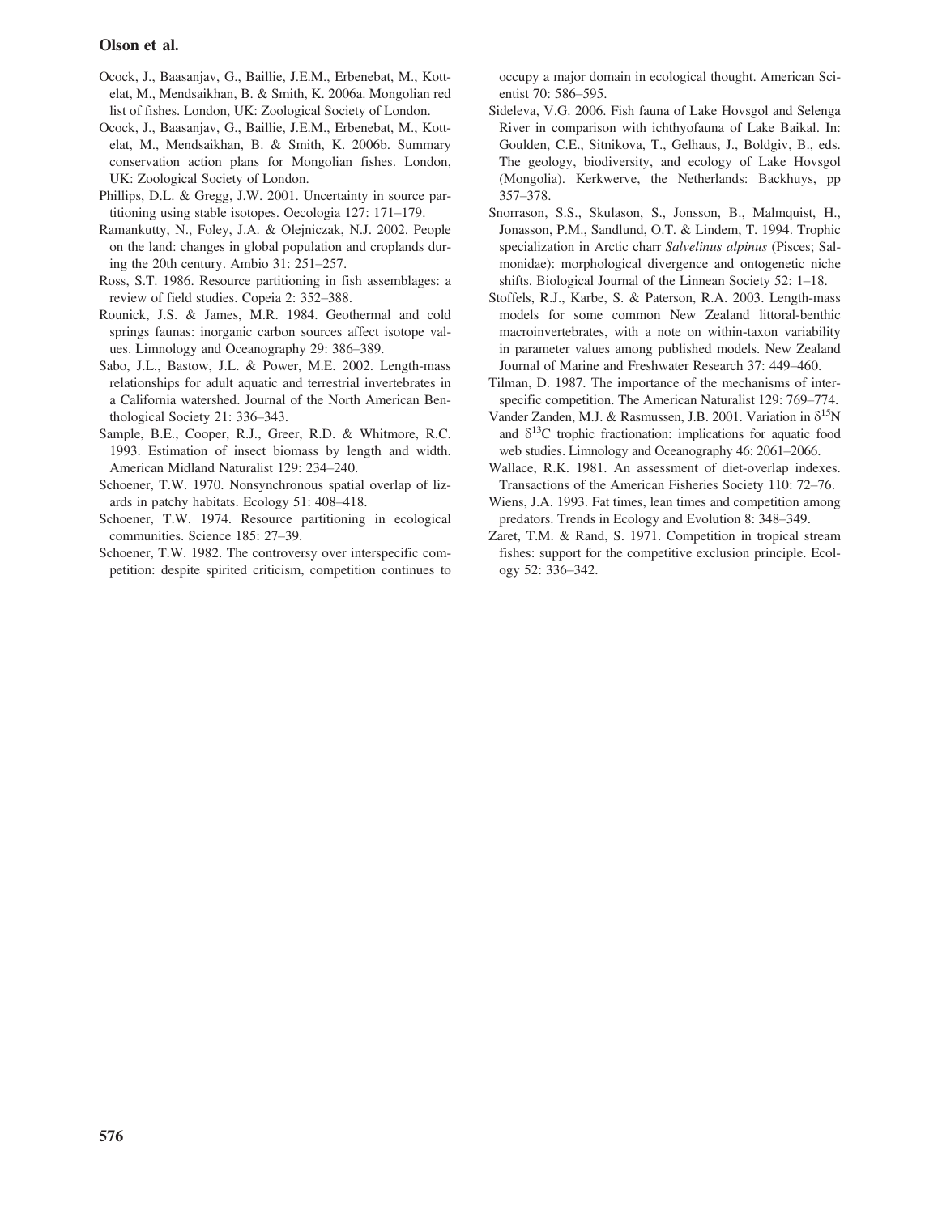Ocock, J., Baasanjav, G., Baillie, J.E.M., Erbenebat, M., Kottelat, M., Mendsaikhan, B. & Smith, K. 2006a. Mongolian red list of fishes. London, UK: Zoological Society of London.

Ocock, J., Baasanjav, G., Baillie, J.E.M., Erbenebat, M., Kottelat, M., Mendsaikhan, B. & Smith, K. 2006b. Summary conservation action plans for Mongolian fishes. London, UK: Zoological Society of London.

Phillips, D.L. & Gregg, J.W. 2001. Uncertainty in source partitioning using stable isotopes. Oecologia 127: 171–179.

Ramankutty, N., Foley, J.A. & Olejniczak, N.J. 2002. People on the land: changes in global population and croplands during the 20th century. Ambio 31: 251–257.

Ross, S.T. 1986. Resource partitioning in fish assemblages: a review of field studies. Copeia 2: 352–388.

Rounick, J.S. & James, M.R. 1984. Geothermal and cold springs faunas: inorganic carbon sources affect isotope values. Limnology and Oceanography 29: 386–389.

Sabo, J.L., Bastow, J.L. & Power, M.E. 2002. Length-mass relationships for adult aquatic and terrestrial invertebrates in a California watershed. Journal of the North American Benthological Society 21: 336–343.

Sample, B.E., Cooper, R.J., Greer, R.D. & Whitmore, R.C. 1993. Estimation of insect biomass by length and width. American Midland Naturalist 129: 234–240.

Schoener, T.W. 1970. Nonsynchronous spatial overlap of lizards in patchy habitats. Ecology 51: 408–418.

Schoener, T.W. 1974. Resource partitioning in ecological communities. Science 185: 27–39.

Schoener, T.W. 1982. The controversy over interspecific competition: despite spirited criticism, competition continues to occupy a major domain in ecological thought. American Scientist 70: 586–595.

Sideleva, V.G. 2006. Fish fauna of Lake Hovsgol and Selenga River in comparison with ichthyofauna of Lake Baikal. In: Goulden, C.E., Sitnikova, T., Gelhaus, J., Boldgiv, B., eds. The geology, biodiversity, and ecology of Lake Hovsgol (Mongolia). Kerkwerve, the Netherlands: Backhuys, pp 357–378.

Snorrason, S.S., Skulason, S., Jonsson, B., Malmquist, H., Jonasson, P.M., Sandlund, O.T. & Lindem, T. 1994. Trophic specialization in Arctic charr *Salvelinus alpinus* (Pisces; Salmonidae): morphological divergence and ontogenetic niche shifts. Biological Journal of the Linnean Society 52: 1–18.

Stoffels, R.J., Karbe, S. & Paterson, R.A. 2003. Length-mass models for some common New Zealand littoral-benthic macroinvertebrates, with a note on within-taxon variability in parameter values among published models. New Zealand Journal of Marine and Freshwater Research 37: 449–460.

Tilman, D. 1987. The importance of the mechanisms of interspecific competition. The American Naturalist 129: 769–774.

Vander Zanden, M.J. & Rasmussen, J.B. 2001. Variation in $\delta^{15}$N and $\delta^{13}$C trophic fractionation: implications for aquatic food web studies. Limnology and Oceanography 46: 2061–2066.

Wallace, R.K. 1981. An assessment of diet-overlap indexes. Transactions of the American Fisheries Society 110: 72–76.

Wiens, J.A. 1993. Fat times, lean times and competition among predators. Trends in Ecology and Evolution 8: 348–349.

Zaret, T.M. & Rand, S. 1971. Competition in tropical stream fishes: support for the competitive exclusion principle. Ecology 52: 336–342.